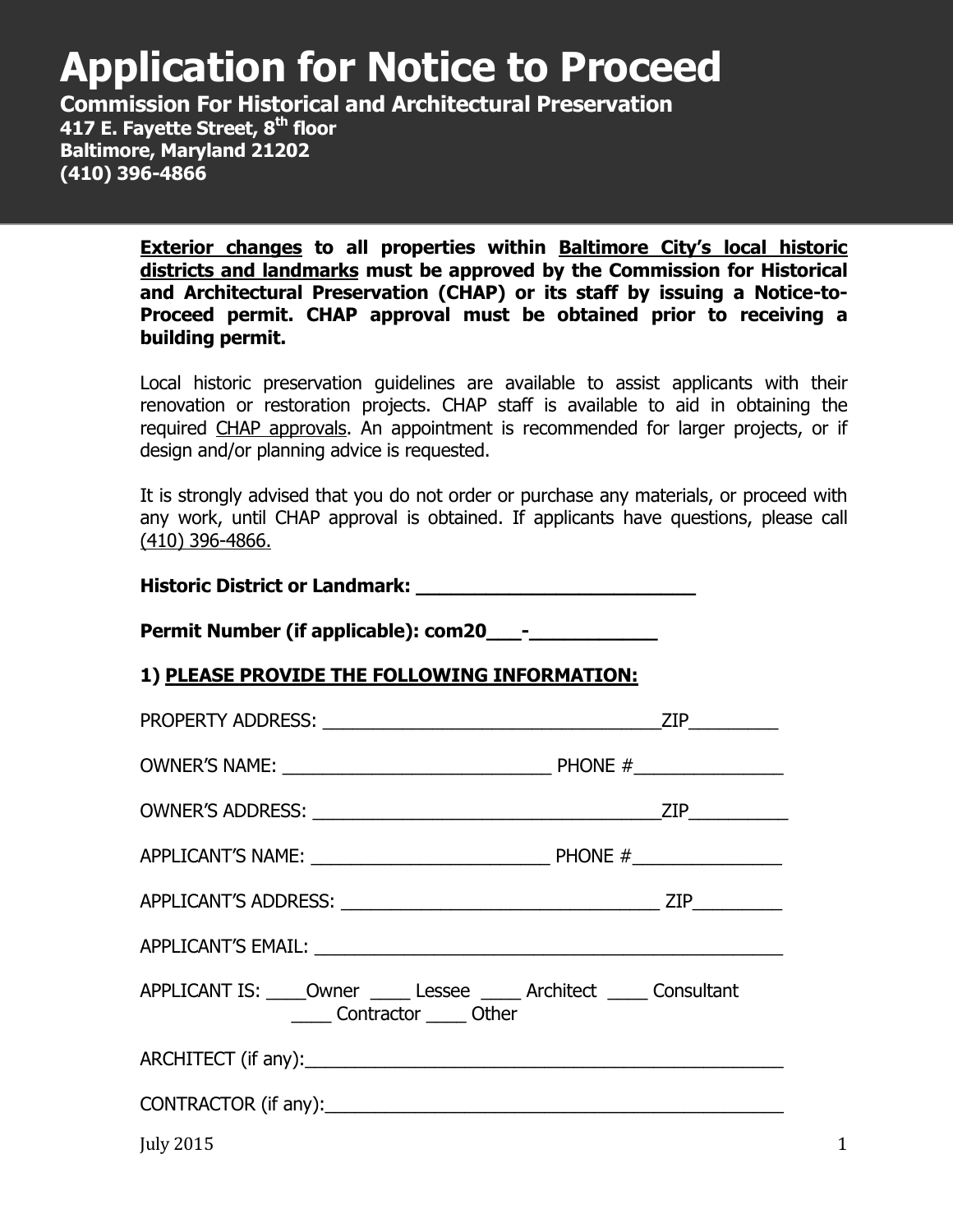# Application for Notice to Proceed

**Commission For Historical and Architectural Preservation**
**417 E. Fayette Street, 8th floor**
**Baltimore, Maryland 21202**
**(410) 396-4866**

**Exterior changes to all properties within Baltimore City's local historic districts and landmarks must be approved by the Commission for Historical and Architectural Preservation (CHAP) or its staff by issuing a Notice-to-Proceed permit. CHAP approval must be obtained prior to receiving a building permit.**

Local historic preservation guidelines are available to assist applicants with their renovation or restoration projects. CHAP staff is available to aid in obtaining the required CHAP approvals. An appointment is recommended for larger projects, or if design and/or planning advice is requested.

It is strongly advised that you do not order or purchase any materials, or proceed with any work, until CHAP approval is obtained. If applicants have questions, please call (410) 396-4866.

**Historic District or Landmark: ___________________________**

**Permit Number (if applicable): com20___-___________**

**1) PLEASE PROVIDE THE FOLLOWING INFORMATION:**

PROPERTY ADDRESS: _________________________________ZIP_________

OWNER'S NAME: ___________________________ PHONE #_______________

OWNER'S ADDRESS: __________________________________ZIP__________

APPLICANT'S NAME: ________________________ PHONE #_______________

APPLICANT'S ADDRESS: _______________________________ ZIP_________

APPLICANT'S EMAIL: _______________________________________________

APPLICANT IS: ____Owner ____ Lessee ____ Architect ____ Consultant
____ Contractor ____ Other

ARCHITECT (if any):_________________________________________________

CONTRACTOR (if any):_______________________________________________

July 2015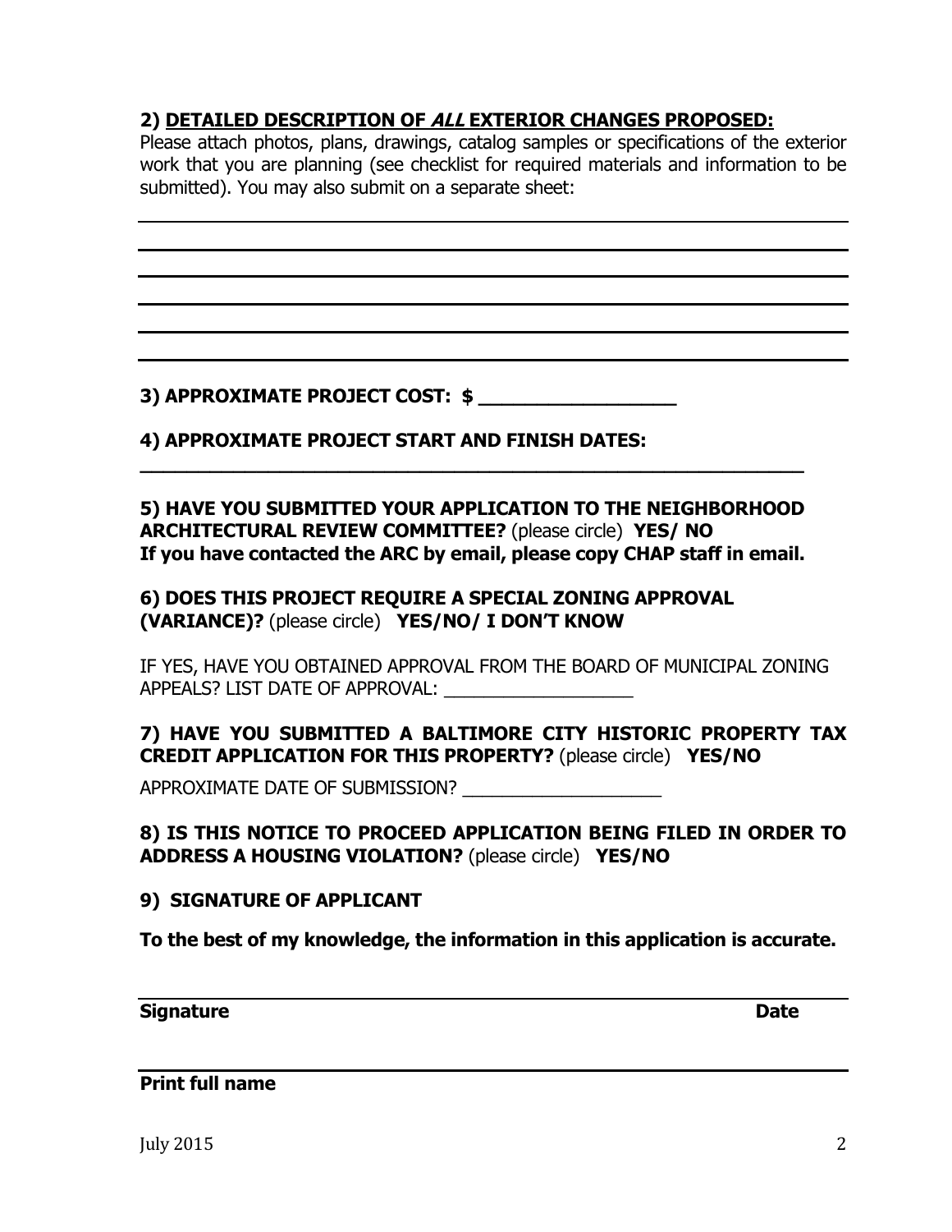**2) <u>DETAILED DESCRIPTION OF *ALL* EXTERIOR CHANGES PROPOSED:</u>**

Please attach photos, plans, drawings, catalog samples or specifications of the exterior work that you are planning (see checklist for required materials and information to be submitted). You may also submit on a separate sheet:

______________________________________________________________________

______________________________________________________________________

______________________________________________________________________

______________________________________________________________________

______________________________________________________________________

______________________________________________________________________

**3) APPROXIMATE PROJECT COST: $ __________________**

**4) APPROXIMATE PROJECT START AND FINISH DATES:**

**______________________________________________________________**

**5) HAVE YOU SUBMITTED YOUR APPLICATION TO THE NEIGHBORHOOD ARCHITECTURAL REVIEW COMMITTEE?** (please circle) **YES/ NO**
**If you have contacted the ARC by email, please copy CHAP staff in email.**

**6) DOES THIS PROJECT REQUIRE A SPECIAL ZONING APPROVAL (VARIANCE)?** (please circle) **YES/NO/ I DON'T KNOW**

IF YES, HAVE YOU OBTAINED APPROVAL FROM THE BOARD OF MUNICIPAL ZONING APPEALS? LIST DATE OF APPROVAL: ___________________

**7) HAVE YOU SUBMITTED A BALTIMORE CITY HISTORIC PROPERTY TAX CREDIT APPLICATION FOR THIS PROPERTY?** (please circle) **YES/NO**

APPROXIMATE DATE OF SUBMISSION? ____________________

**8) IS THIS NOTICE TO PROCEED APPLICATION BEING FILED IN ORDER TO ADDRESS A HOUSING VIOLATION?** (please circle) **YES/NO**

**9) SIGNATURE OF APPLICANT**

**To the best of my knowledge, the information in this application is accurate.**

______________________________________________________________________

**Signature** **Date**

______________________________________________________________________

**Print full name**

July 2015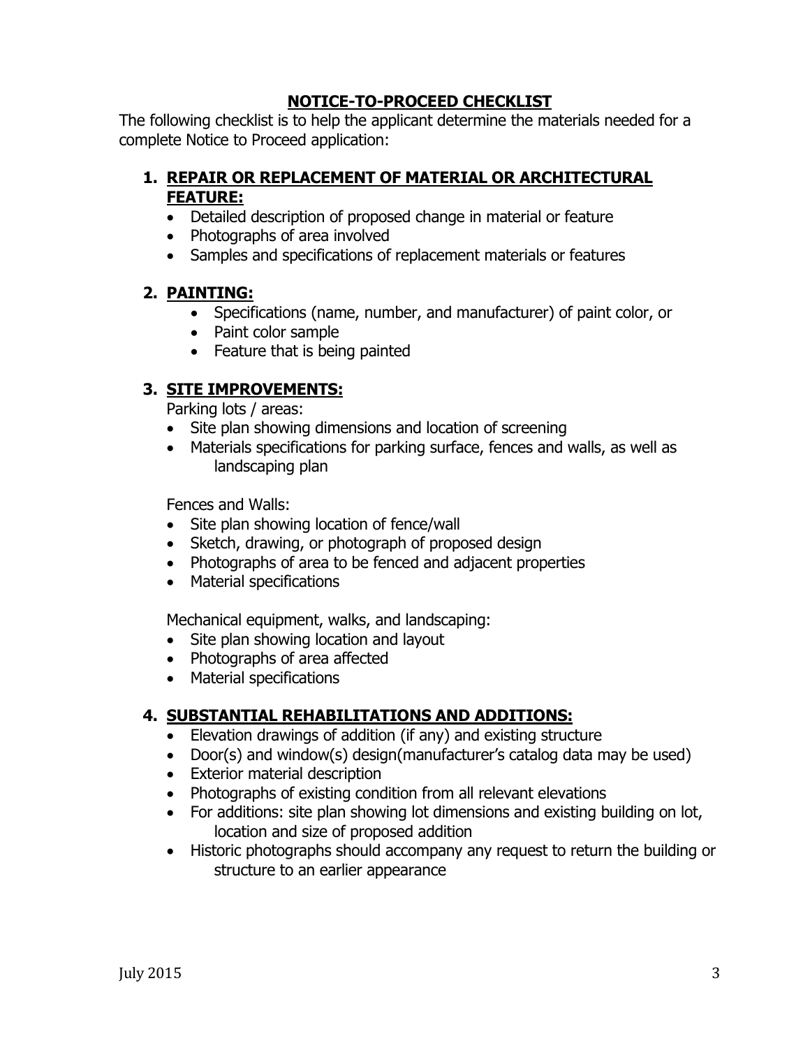# NOTICE-TO-PROCEED CHECKLIST

The following checklist is to help the applicant determine the materials needed for a complete Notice to Proceed application:

## 1. REPAIR OR REPLACEMENT OF MATERIAL OR ARCHITECTURAL FEATURE:

- Detailed description of proposed change in material or feature
- Photographs of area involved
- Samples and specifications of replacement materials or features

## 2. PAINTING:

- Specifications (name, number, and manufacturer) of paint color, or
- Paint color sample
- Feature that is being painted

## 3. SITE IMPROVEMENTS:

Parking lots / areas:

- Site plan showing dimensions and location of screening
- Materials specifications for parking surface, fences and walls, as well as landscaping plan

Fences and Walls:

- Site plan showing location of fence/wall
- Sketch, drawing, or photograph of proposed design
- Photographs of area to be fenced and adjacent properties
- Material specifications

Mechanical equipment, walks, and landscaping:

- Site plan showing location and layout
- Photographs of area affected
- Material specifications

## 4. SUBSTANTIAL REHABILITATIONS AND ADDITIONS:

- Elevation drawings of addition (if any) and existing structure
- Door(s) and window(s) design(manufacturer's catalog data may be used)
- Exterior material description
- Photographs of existing condition from all relevant elevations
- For additions: site plan showing lot dimensions and existing building on lot, location and size of proposed addition
- Historic photographs should accompany any request to return the building or structure to an earlier appearance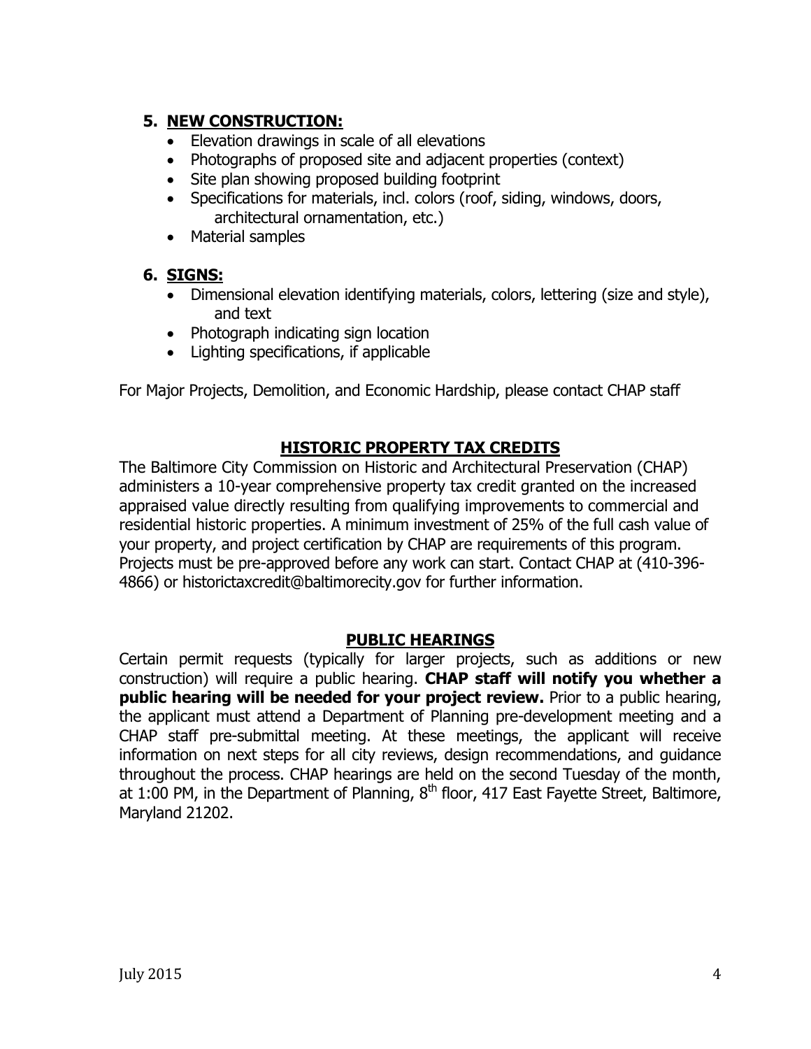## 5. NEW CONSTRUCTION:

- Elevation drawings in scale of all elevations
- Photographs of proposed site and adjacent properties (context)
- Site plan showing proposed building footprint
- Specifications for materials, incl. colors (roof, siding, windows, doors, architectural ornamentation, etc.)
- Material samples

## 6. SIGNS:

- Dimensional elevation identifying materials, colors, lettering (size and style), and text
- Photograph indicating sign location
- Lighting specifications, if applicable

For Major Projects, Demolition, and Economic Hardship, please contact CHAP staff

## HISTORIC PROPERTY TAX CREDITS

The Baltimore City Commission on Historic and Architectural Preservation (CHAP) administers a 10-year comprehensive property tax credit granted on the increased appraised value directly resulting from qualifying improvements to commercial and residential historic properties. A minimum investment of 25% of the full cash value of your property, and project certification by CHAP are requirements of this program. Projects must be pre-approved before any work can start. Contact CHAP at (410-396-4866) or historictaxcredit@baltimorecity.gov for further information.

## PUBLIC HEARINGS

Certain permit requests (typically for larger projects, such as additions or new construction) will require a public hearing. **CHAP staff will notify you whether a public hearing will be needed for your project review.** Prior to a public hearing, the applicant must attend a Department of Planning pre-development meeting and a CHAP staff pre-submittal meeting. At these meetings, the applicant will receive information on next steps for all city reviews, design recommendations, and guidance throughout the process. CHAP hearings are held on the second Tuesday of the month, at 1:00 PM, in the Department of Planning, 8th floor, 417 East Fayette Street, Baltimore, Maryland 21202.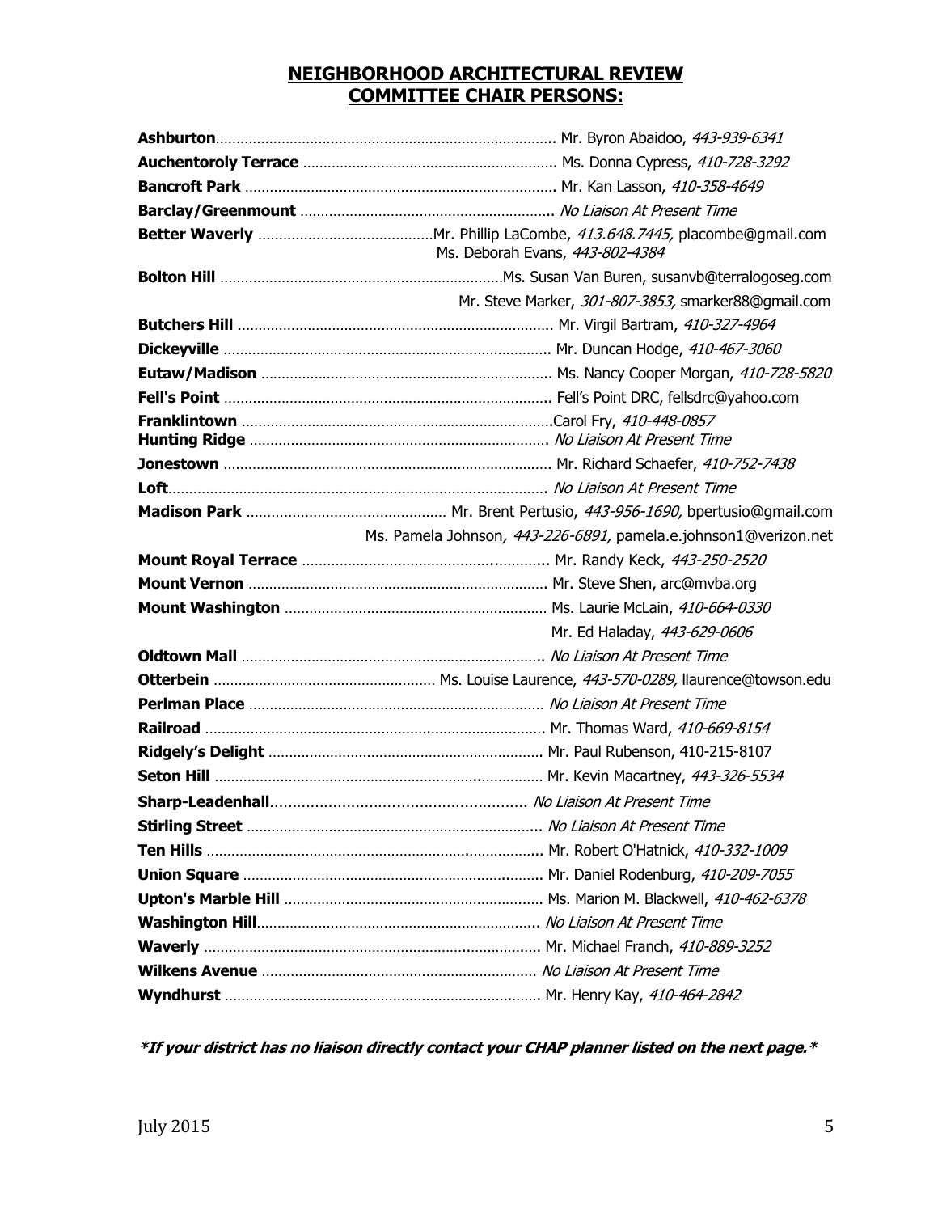## NEIGHBORHOOD ARCHITECTURAL REVIEW COMMITTEE CHAIR PERSONS:

| Neighborhood | Chair Person |
|---|---|
| **Ashburton** | Mr. Byron Abaidoo, *443-939-6341* |
| **Auchentoroly Terrace** | Ms. Donna Cypress, *410-728-3292* |
| **Bancroft Park** | Mr. Kan Lasson, *410-358-4649* |
| **Barclay/Greenmount** | *No Liaison At Present Time* |
| **Better Waverly** | Mr. Phillip LaCombe, *413.648.7445,* placombe@gmail.com<br>Ms. Deborah Evans, *443-802-4384* |
| **Bolton Hill** | Ms. Susan Van Buren, susanvb@terralogoseg.com<br>Mr. Steve Marker, *301-807-3853,* smarker88@gmail.com |
| **Butchers Hill** | Mr. Virgil Bartram, *410-327-4964* |
| **Dickeyville** | Mr. Duncan Hodge, *410-467-3060* |
| **Eutaw/Madison** | Ms. Nancy Cooper Morgan, *410-728-5820* |
| **Fell's Point** | Fell's Point DRC, fellsdrc@yahoo.com |
| **Franklintown** | Carol Fry, *410-448-0857* |
| **Hunting Ridge** | *No Liaison At Present Time* |
| **Jonestown** | Mr. Richard Schaefer, *410-752-7438* |
| **Loft** | *No Liaison At Present Time* |
| **Madison Park** | Mr. Brent Pertusio, *443-956-1690,* bpertusio@gmail.com<br>Ms. Pamela Johnson*, 443-226-6891,* pamela.e.johnson1@verizon.net |
| **Mount Royal Terrace** | Mr. Randy Keck, *443-250-2520* |
| **Mount Vernon** | Mr. Steve Shen, arc@mvba.org |
| **Mount Washington** | Ms. Laurie McLain, *410-664-0330*<br>Mr. Ed Haladay, *443-629-0606* |
| **Oldtown Mall** | *No Liaison At Present Time* |
| **Otterbein** | Ms. Louise Laurence, *443-570-0289,* llaurence@towson.edu |
| **Perlman Place** | *No Liaison At Present Time* |
| **Railroad** | Mr. Thomas Ward, *410-669-8154* |
| **Ridgely's Delight** | Mr. Paul Rubenson, 410-215-8107 |
| **Seton Hill** | Mr. Kevin Macartney, *443-326-5534* |
| **Sharp-Leadenhall** | *No Liaison At Present Time* |
| **Stirling Street** | *No Liaison At Present Time* |
| **Ten Hills** | Mr. Robert O'Hatnick, *410-332-1009* |
| **Union Square** | Mr. Daniel Rodenburg, *410-209-7055* |
| **Upton's Marble Hill** | Ms. Marion M. Blackwell, *410-462-6378* |
| **Washington Hill** | *No Liaison At Present Time* |
| **Waverly** | Mr. Michael Franch, *410-889-3252* |
| **Wilkens Avenue** | *No Liaison At Present Time* |
| **Wyndhurst** | Mr. Henry Kay, *410-464-2842* |

***If your district has no liaison directly contact your CHAP planner listed on the next page.***

July 2015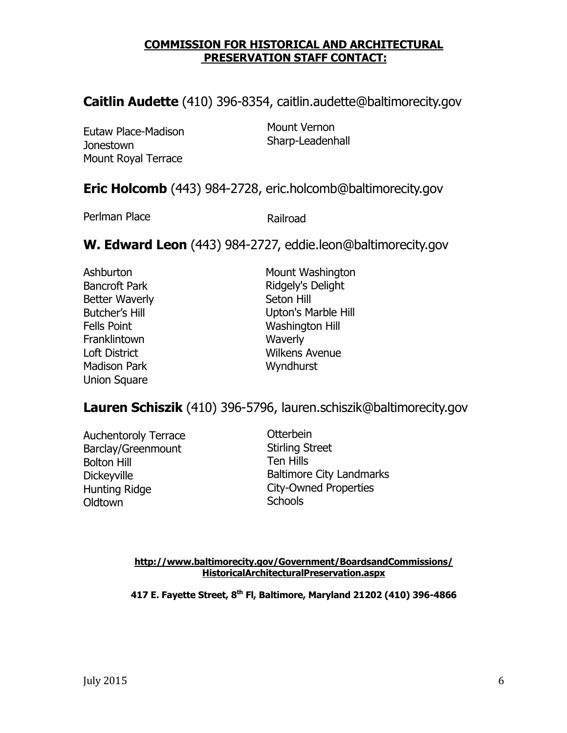## COMMISSION FOR HISTORICAL AND ARCHITECTURAL PRESERVATION STAFF CONTACT:

### **Caitlin Audette** (410) 396-8354, caitlin.audette@baltimorecity.gov

Eutaw Place-Madison
Jonestown
Mount Royal Terrace
Mount Vernon
Sharp-Leadenhall

### **Eric Holcomb** (443) 984-2728, eric.holcomb@baltimorecity.gov

Perlman Place
Railroad

### **W. Edward Leon** (443) 984-2727, eddie.leon@baltimorecity.gov

Ashburton
Bancroft Park
Better Waverly
Butcher's Hill
Fells Point
Franklintown
Loft District
Madison Park
Union Square
Mount Washington
Ridgely's Delight
Seton Hill
Upton's Marble Hill
Washington Hill
Waverly
Wilkens Avenue
Wyndhurst

### **Lauren Schiszik** (410) 396-5796, lauren.schiszik@baltimorecity.gov

Auchentoroly Terrace
Barclay/Greenmount
Bolton Hill
Dickeyville
Hunting Ridge
Oldtown
Otterbein
Stirling Street
Ten Hills
Baltimore City Landmarks
City-Owned Properties
Schools

**http://www.baltimorecity.gov/Government/BoardsandCommissions/HistoricalArchitecturalPreservation.aspx**

**417 E. Fayette Street, 8th Fl, Baltimore, Maryland 21202 (410) 396-4866**

July 2015